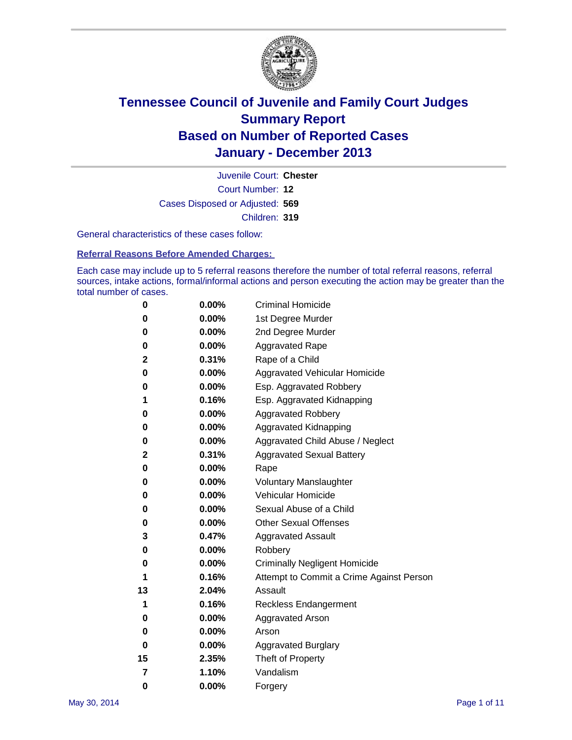# Tennessee Council of Juvenile and Family Court Judges
# Summary Report
# Based on Number of Reported Cases
# January - December 2013

Juvenile Court: **Chester**

Court Number: **12**

Cases Disposed or Adjusted: **569**

Children: **319**

General characteristics of these cases follow:

**Referral Reasons Before Amended Charges:**

Each case may include up to 5 referral reasons therefore the number of total referral reasons, referral sources, intake actions, formal/informal actions and person executing the action may be greater than the total number of cases.

| | | |
|---|---|---|
| 0 | 0.00% | Criminal Homicide |
| 0 | 0.00% | 1st Degree Murder |
| 0 | 0.00% | 2nd Degree Murder |
| 0 | 0.00% | Aggravated Rape |
| 2 | 0.31% | Rape of a Child |
| 0 | 0.00% | Aggravated Vehicular Homicide |
| 0 | 0.00% | Esp. Aggravated Robbery |
| 1 | 0.16% | Esp. Aggravated Kidnapping |
| 0 | 0.00% | Aggravated Robbery |
| 0 | 0.00% | Aggravated Kidnapping |
| 0 | 0.00% | Aggravated Child Abuse / Neglect |
| 2 | 0.31% | Aggravated Sexual Battery |
| 0 | 0.00% | Rape |
| 0 | 0.00% | Voluntary Manslaughter |
| 0 | 0.00% | Vehicular Homicide |
| 0 | 0.00% | Sexual Abuse of a Child |
| 0 | 0.00% | Other Sexual Offenses |
| 3 | 0.47% | Aggravated Assault |
| 0 | 0.00% | Robbery |
| 0 | 0.00% | Criminally Negligent Homicide |
| 1 | 0.16% | Attempt to Commit a Crime Against Person |
| 13 | 2.04% | Assault |
| 1 | 0.16% | Reckless Endangerment |
| 0 | 0.00% | Aggravated Arson |
| 0 | 0.00% | Arson |
| 0 | 0.00% | Aggravated Burglary |
| 15 | 2.35% | Theft of Property |
| 7 | 1.10% | Vandalism |
| 0 | 0.00% | Forgery |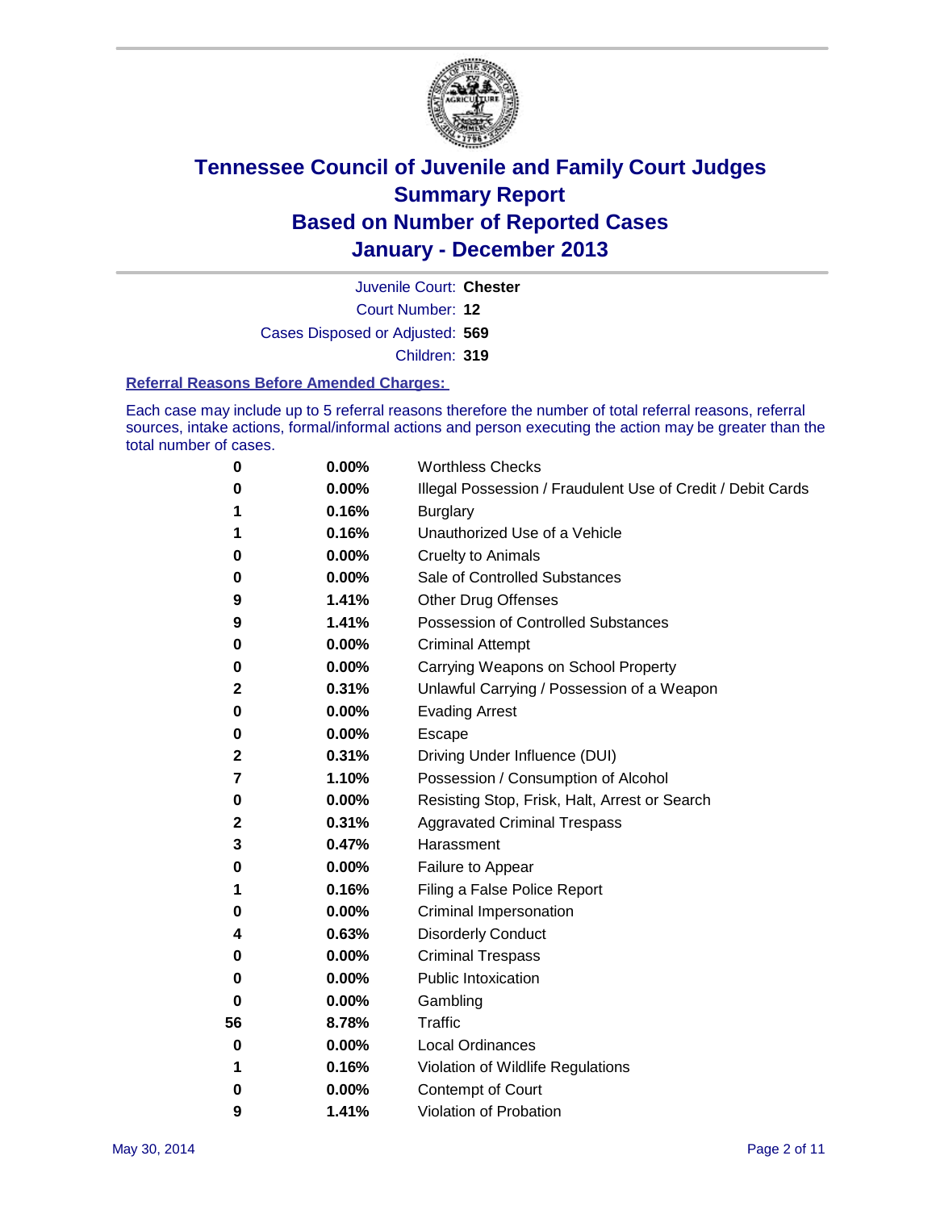# Tennessee Council of Juvenile and Family Court Judges
## Summary Report
## Based on Number of Reported Cases
## January - December 2013

Juvenile Court: **Chester**
Court Number: **12**
Cases Disposed or Adjusted: **569**
Children: **319**

### Referral Reasons Before Amended Charges:

Each case may include up to 5 referral reasons therefore the number of total referral reasons, referral sources, intake actions, formal/informal actions and person executing the action may be greater than the total number of cases.

| | | |
|---|---|---|
| 0 | 0.00% | Worthless Checks |
| 0 | 0.00% | Illegal Possession / Fraudulent Use of Credit / Debit Cards |
| 1 | 0.16% | Burglary |
| 1 | 0.16% | Unauthorized Use of a Vehicle |
| 0 | 0.00% | Cruelty to Animals |
| 0 | 0.00% | Sale of Controlled Substances |
| 9 | 1.41% | Other Drug Offenses |
| 9 | 1.41% | Possession of Controlled Substances |
| 0 | 0.00% | Criminal Attempt |
| 0 | 0.00% | Carrying Weapons on School Property |
| 2 | 0.31% | Unlawful Carrying / Possession of a Weapon |
| 0 | 0.00% | Evading Arrest |
| 0 | 0.00% | Escape |
| 2 | 0.31% | Driving Under Influence (DUI) |
| 7 | 1.10% | Possession / Consumption of Alcohol |
| 0 | 0.00% | Resisting Stop, Frisk, Halt, Arrest or Search |
| 2 | 0.31% | Aggravated Criminal Trespass |
| 3 | 0.47% | Harassment |
| 0 | 0.00% | Failure to Appear |
| 1 | 0.16% | Filing a False Police Report |
| 0 | 0.00% | Criminal Impersonation |
| 4 | 0.63% | Disorderly Conduct |
| 0 | 0.00% | Criminal Trespass |
| 0 | 0.00% | Public Intoxication |
| 0 | 0.00% | Gambling |
| 56 | 8.78% | Traffic |
| 0 | 0.00% | Local Ordinances |
| 1 | 0.16% | Violation of Wildlife Regulations |
| 0 | 0.00% | Contempt of Court |
| 9 | 1.41% | Violation of Probation |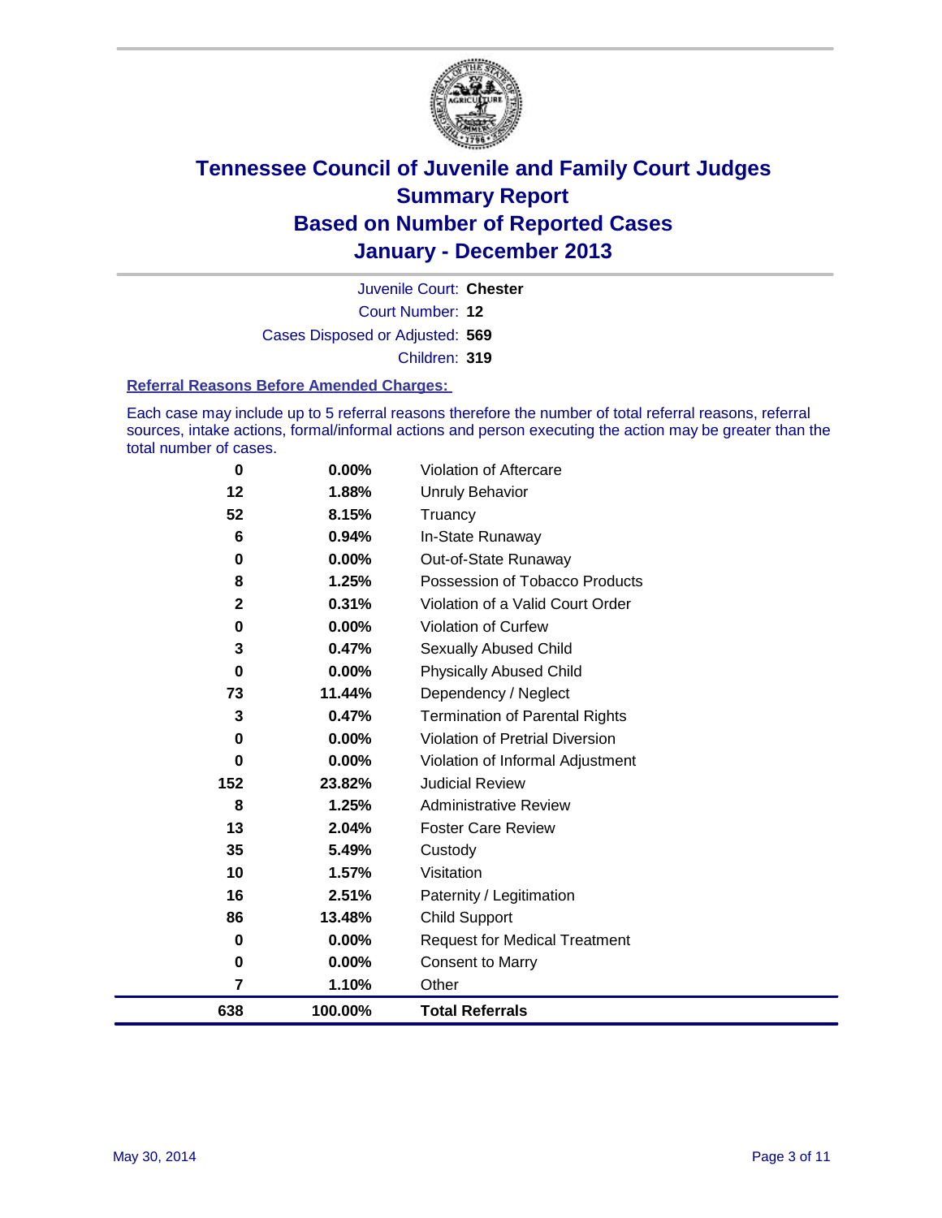# Tennessee Council of Juvenile and Family Court Judges
## Summary Report
## Based on Number of Reported Cases
## January - December 2013

Juvenile Court: **Chester**
Court Number: **12**
Cases Disposed or Adjusted: **569**
Children: **319**

### Referral Reasons Before Amended Charges:

Each case may include up to 5 referral reasons therefore the number of total referral reasons, referral sources, intake actions, formal/informal actions and person executing the action may be greater than the total number of cases.

| Count | Percent | Referral Reason |
|---|---|---|
| 0 | 0.00% | Violation of Aftercare |
| 12 | 1.88% | Unruly Behavior |
| 52 | 8.15% | Truancy |
| 6 | 0.94% | In-State Runaway |
| 0 | 0.00% | Out-of-State Runaway |
| 8 | 1.25% | Possession of Tobacco Products |
| 2 | 0.31% | Violation of a Valid Court Order |
| 0 | 0.00% | Violation of Curfew |
| 3 | 0.47% | Sexually Abused Child |
| 0 | 0.00% | Physically Abused Child |
| 73 | 11.44% | Dependency / Neglect |
| 3 | 0.47% | Termination of Parental Rights |
| 0 | 0.00% | Violation of Pretrial Diversion |
| 0 | 0.00% | Violation of Informal Adjustment |
| 152 | 23.82% | Judicial Review |
| 8 | 1.25% | Administrative Review |
| 13 | 2.04% | Foster Care Review |
| 35 | 5.49% | Custody |
| 10 | 1.57% | Visitation |
| 16 | 2.51% | Paternity / Legitimation |
| 86 | 13.48% | Child Support |
| 0 | 0.00% | Request for Medical Treatment |
| 0 | 0.00% | Consent to Marry |
| 7 | 1.10% | Other |
| **638** | **100.00%** | **Total Referrals** |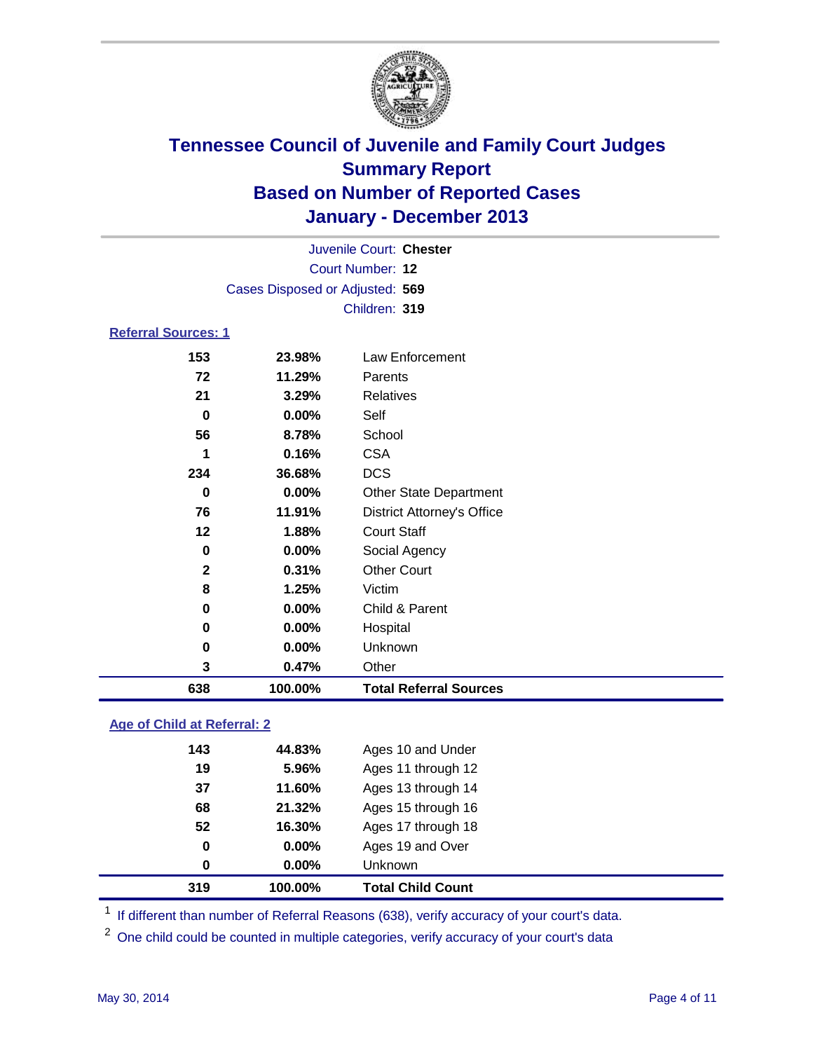# Tennessee Council of Juvenile and Family Court Judges
## Summary Report
## Based on Number of Reported Cases
## January - December 2013

Juvenile Court: **Chester**

Court Number: **12**

Cases Disposed or Adjusted: **569**

Children: **319**

### Referral Sources: 1

| | | |
|---|---|---|
| 153 | 23.98% | Law Enforcement |
| 72 | 11.29% | Parents |
| 21 | 3.29% | Relatives |
| 0 | 0.00% | Self |
| 56 | 8.78% | School |
| 1 | 0.16% | CSA |
| 234 | 36.68% | DCS |
| 0 | 0.00% | Other State Department |
| 76 | 11.91% | District Attorney's Office |
| 12 | 1.88% | Court Staff |
| 0 | 0.00% | Social Agency |
| 2 | 0.31% | Other Court |
| 8 | 1.25% | Victim |
| 0 | 0.00% | Child & Parent |
| 0 | 0.00% | Hospital |
| 0 | 0.00% | Unknown |
| 3 | 0.47% | Other |
| **638** | **100.00%** | **Total Referral Sources** |

### Age of Child at Referral: 2

| | | |
|---|---|---|
| 143 | 44.83% | Ages 10 and Under |
| 19 | 5.96% | Ages 11 through 12 |
| 37 | 11.60% | Ages 13 through 14 |
| 68 | 21.32% | Ages 15 through 16 |
| 52 | 16.30% | Ages 17 through 18 |
| 0 | 0.00% | Ages 19 and Over |
| 0 | 0.00% | Unknown |
| **319** | **100.00%** | **Total Child Count** |

[1] If different than number of Referral Reasons (638), verify accuracy of your court's data.

[2] One child could be counted in multiple categories, verify accuracy of your court's data

May 30, 2014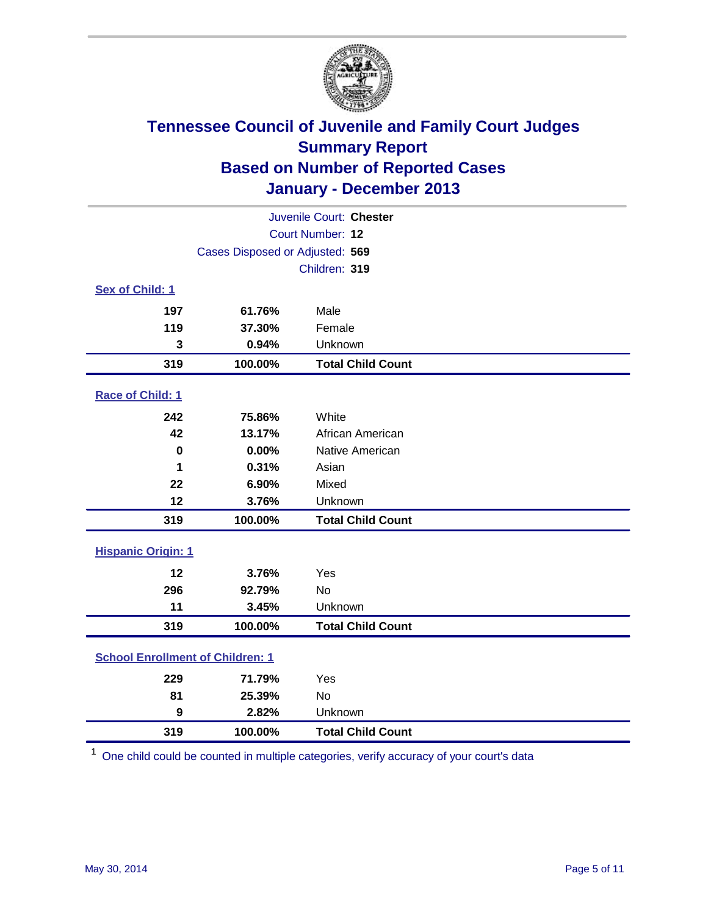# Tennessee Council of Juvenile and Family Court Judges
## Summary Report
## Based on Number of Reported Cases
## January - December 2013

Juvenile Court: **Chester**
Court Number: **12**
Cases Disposed or Adjusted: **569**
Children: **319**

### Sex of Child: 1

| | | |
|---|---|---|
| 197 | 61.76% | Male |
| 119 | 37.30% | Female |
| 3 | 0.94% | Unknown |
| **319** | **100.00%** | **Total Child Count** |

### Race of Child: 1

| | | |
|---|---|---|
| 242 | 75.86% | White |
| 42 | 13.17% | African American |
| 0 | 0.00% | Native American |
| 1 | 0.31% | Asian |
| 22 | 6.90% | Mixed |
| 12 | 3.76% | Unknown |
| **319** | **100.00%** | **Total Child Count** |

### Hispanic Origin: 1

| | | |
|---|---|---|
| 12 | 3.76% | Yes |
| 296 | 92.79% | No |
| 11 | 3.45% | Unknown |
| **319** | **100.00%** | **Total Child Count** |

### School Enrollment of Children: 1

| | | |
|---|---|---|
| 229 | 71.79% | Yes |
| 81 | 25.39% | No |
| 9 | 2.82% | Unknown |
| **319** | **100.00%** | **Total Child Count** |

[1] One child could be counted in multiple categories, verify accuracy of your court's data

May 30, 2014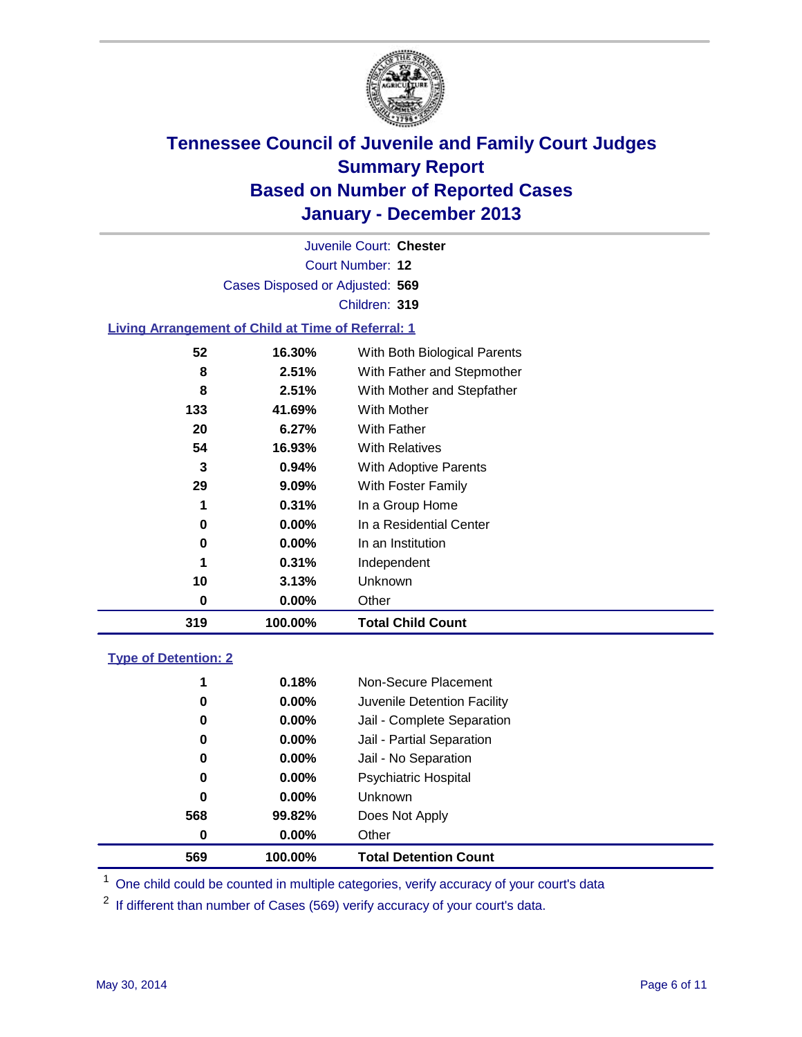# Tennessee Council of Juvenile and Family Court Judges
# Summary Report
# Based on Number of Reported Cases
# January - December 2013

Juvenile Court: **Chester**
Court Number: **12**
Cases Disposed or Adjusted: **569**
Children: **319**

### Living Arrangement of Child at Time of Referral: 1

| | | |
|---|---|---|
| 52 | 16.30% | With Both Biological Parents |
| 8 | 2.51% | With Father and Stepmother |
| 8 | 2.51% | With Mother and Stepfather |
| 133 | 41.69% | With Mother |
| 20 | 6.27% | With Father |
| 54 | 16.93% | With Relatives |
| 3 | 0.94% | With Adoptive Parents |
| 29 | 9.09% | With Foster Family |
| 1 | 0.31% | In a Group Home |
| 0 | 0.00% | In a Residential Center |
| 0 | 0.00% | In an Institution |
| 1 | 0.31% | Independent |
| 10 | 3.13% | Unknown |
| 0 | 0.00% | Other |
| **319** | **100.00%** | **Total Child Count** |

### Type of Detention: 2

| | | |
|---|---|---|
| 1 | 0.18% | Non-Secure Placement |
| 0 | 0.00% | Juvenile Detention Facility |
| 0 | 0.00% | Jail - Complete Separation |
| 0 | 0.00% | Jail - Partial Separation |
| 0 | 0.00% | Jail - No Separation |
| 0 | 0.00% | Psychiatric Hospital |
| 0 | 0.00% | Unknown |
| 568 | 99.82% | Does Not Apply |
| 0 | 0.00% | Other |
| **569** | **100.00%** | **Total Detention Count** |

[1] One child could be counted in multiple categories, verify accuracy of your court's data

[2] If different than number of Cases (569) verify accuracy of your court's data.

May 30, 2014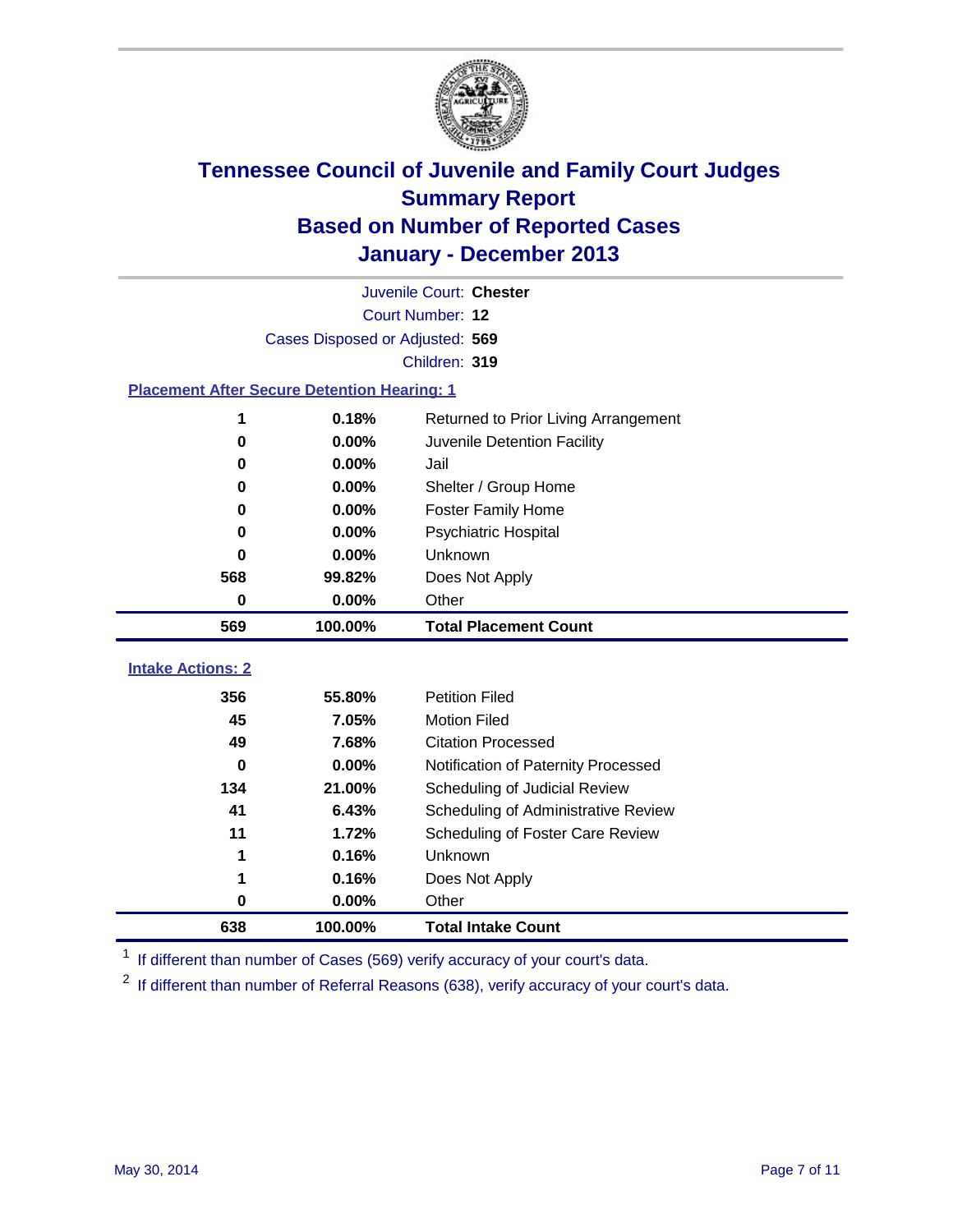# Tennessee Council of Juvenile and Family Court Judges
## Summary Report
## Based on Number of Reported Cases
## January - December 2013

Juvenile Court: **Chester**
Court Number: **12**
Cases Disposed or Adjusted: **569**
Children: **319**

### Placement After Secure Detention Hearing: 1

| Count | Percent | Placement |
|---|---|---|
| 1 | 0.18% | Returned to Prior Living Arrangement |
| 0 | 0.00% | Juvenile Detention Facility |
| 0 | 0.00% | Jail |
| 0 | 0.00% | Shelter / Group Home |
| 0 | 0.00% | Foster Family Home |
| 0 | 0.00% | Psychiatric Hospital |
| 0 | 0.00% | Unknown |
| 568 | 99.82% | Does Not Apply |
| 0 | 0.00% | Other |
| **569** | **100.00%** | **Total Placement Count** |

### Intake Actions: 2

| Count | Percent | Intake Action |
|---|---|---|
| 356 | 55.80% | Petition Filed |
| 45 | 7.05% | Motion Filed |
| 49 | 7.68% | Citation Processed |
| 0 | 0.00% | Notification of Paternity Processed |
| 134 | 21.00% | Scheduling of Judicial Review |
| 41 | 6.43% | Scheduling of Administrative Review |
| 11 | 1.72% | Scheduling of Foster Care Review |
| 1 | 0.16% | Unknown |
| 1 | 0.16% | Does Not Apply |
| 0 | 0.00% | Other |
| **638** | **100.00%** | **Total Intake Count** |

[1] If different than number of Cases (569) verify accuracy of your court's data.

[2] If different than number of Referral Reasons (638), verify accuracy of your court's data.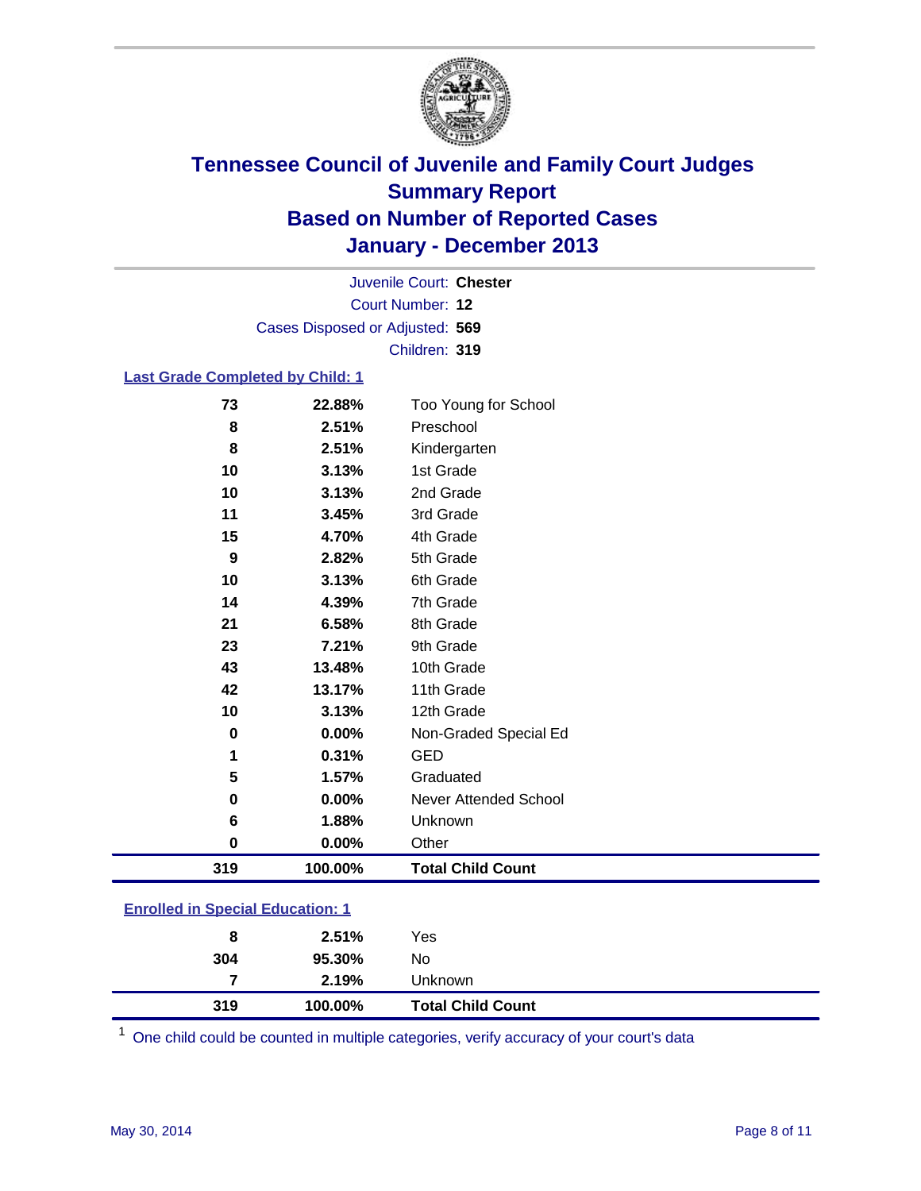# Tennessee Council of Juvenile and Family Court Judges
## Summary Report
## Based on Number of Reported Cases
## January - December 2013

Juvenile Court: **Chester**
Court Number: **12**
Cases Disposed or Adjusted: **569**
Children: **319**

### Last Grade Completed by Child: 1

| | | |
|---|---|---|
| 73 | 22.88% | Too Young for School |
| 8 | 2.51% | Preschool |
| 8 | 2.51% | Kindergarten |
| 10 | 3.13% | 1st Grade |
| 10 | 3.13% | 2nd Grade |
| 11 | 3.45% | 3rd Grade |
| 15 | 4.70% | 4th Grade |
| 9 | 2.82% | 5th Grade |
| 10 | 3.13% | 6th Grade |
| 14 | 4.39% | 7th Grade |
| 21 | 6.58% | 8th Grade |
| 23 | 7.21% | 9th Grade |
| 43 | 13.48% | 10th Grade |
| 42 | 13.17% | 11th Grade |
| 10 | 3.13% | 12th Grade |
| 0 | 0.00% | Non-Graded Special Ed |
| 1 | 0.31% | GED |
| 5 | 1.57% | Graduated |
| 0 | 0.00% | Never Attended School |
| 6 | 1.88% | Unknown |
| 0 | 0.00% | Other |
| **319** | **100.00%** | **Total Child Count** |

### Enrolled in Special Education: 1

| | | |
|---|---|---|
| 8 | 2.51% | Yes |
| 304 | 95.30% | No |
| 7 | 2.19% | Unknown |
| **319** | **100.00%** | **Total Child Count** |

[1] One child could be counted in multiple categories, verify accuracy of your court's data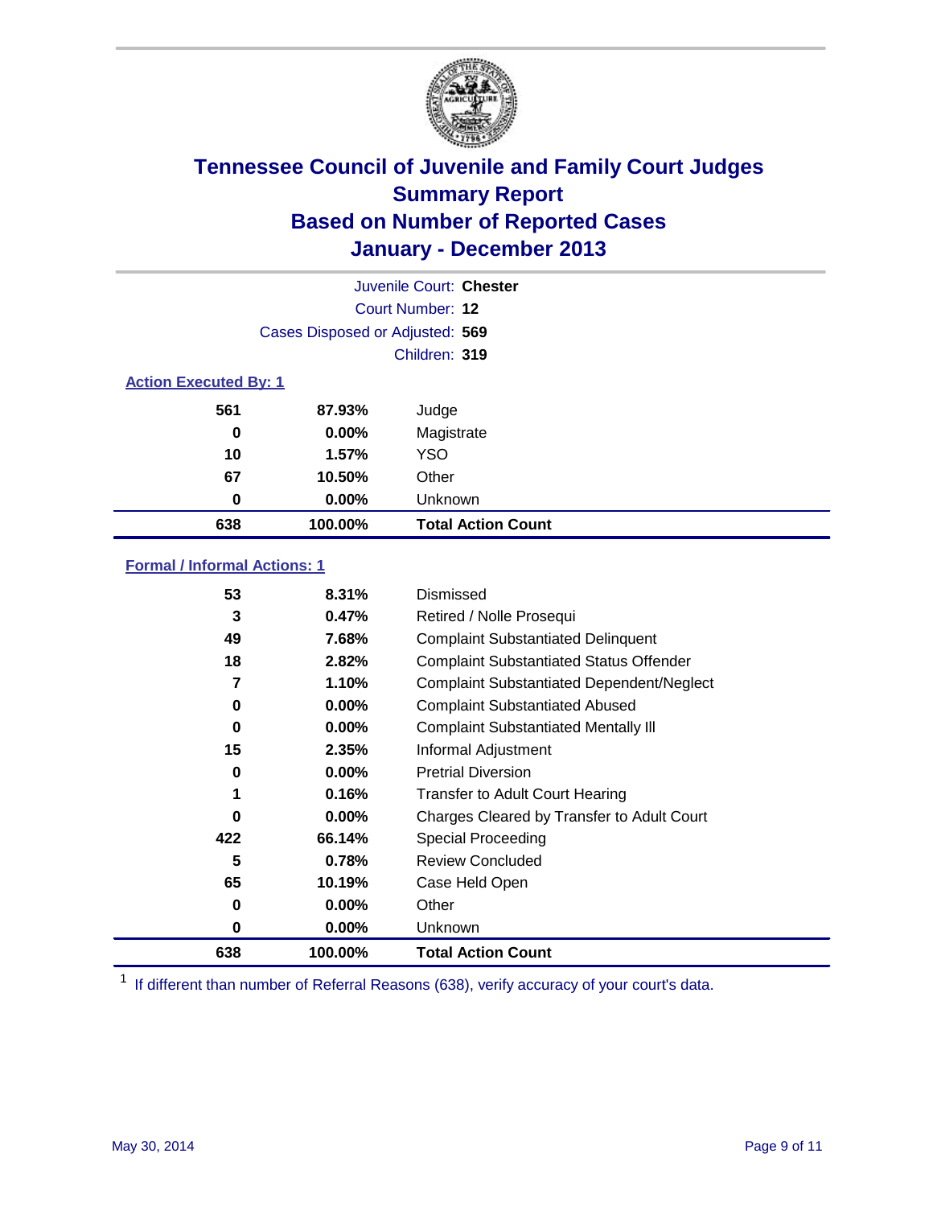# Tennessee Council of Juvenile and Family Court Judges
## Summary Report
## Based on Number of Reported Cases
## January - December 2013

Juvenile Court: **Chester**
Court Number: **12**
Cases Disposed or Adjusted: **569**
Children: **319**

### Action Executed By: 1

| | | |
|---|---|---|
| 561 | 87.93% | Judge |
| 0 | 0.00% | Magistrate |
| 10 | 1.57% | YSO |
| 67 | 10.50% | Other |
| 0 | 0.00% | Unknown |
| **638** | **100.00%** | **Total Action Count** |

### Formal / Informal Actions: 1

| | | |
|---|---|---|
| 53 | 8.31% | Dismissed |
| 3 | 0.47% | Retired / Nolle Prosequi |
| 49 | 7.68% | Complaint Substantiated Delinquent |
| 18 | 2.82% | Complaint Substantiated Status Offender |
| 7 | 1.10% | Complaint Substantiated Dependent/Neglect |
| 0 | 0.00% | Complaint Substantiated Abused |
| 0 | 0.00% | Complaint Substantiated Mentally Ill |
| 15 | 2.35% | Informal Adjustment |
| 0 | 0.00% | Pretrial Diversion |
| 1 | 0.16% | Transfer to Adult Court Hearing |
| 0 | 0.00% | Charges Cleared by Transfer to Adult Court |
| 422 | 66.14% | Special Proceeding |
| 5 | 0.78% | Review Concluded |
| 65 | 10.19% | Case Held Open |
| 0 | 0.00% | Other |
| 0 | 0.00% | Unknown |
| **638** | **100.00%** | **Total Action Count** |

[1] If different than number of Referral Reasons (638), verify accuracy of your court's data.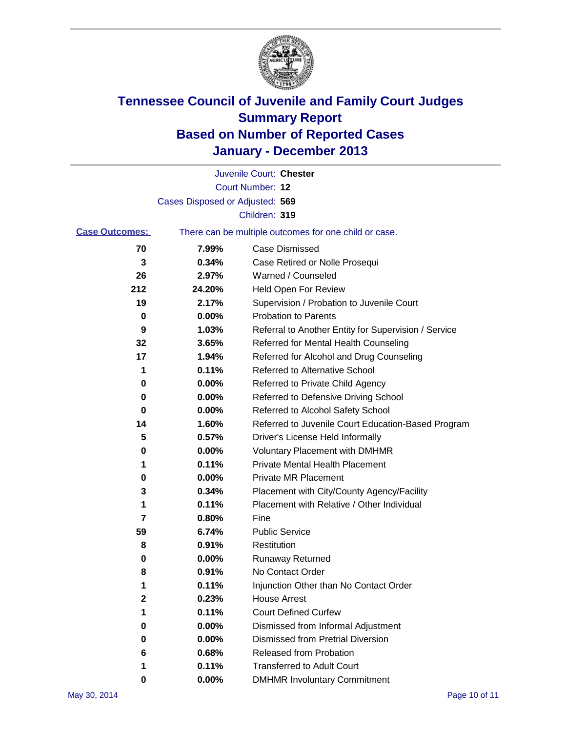# Tennessee Council of Juvenile and Family Court Judges
## Summary Report
## Based on Number of Reported Cases
## January - December 2013

Juvenile Court: **Chester**

Court Number: **12**

Cases Disposed or Adjusted: **569**

Children: **319**

**Case Outcomes:** There can be multiple outcomes for one child or case.

| | | |
|---|---|---|
| 70 | 7.99% | Case Dismissed |
| 3 | 0.34% | Case Retired or Nolle Prosequi |
| 26 | 2.97% | Warned / Counseled |
| 212 | 24.20% | Held Open For Review |
| 19 | 2.17% | Supervision / Probation to Juvenile Court |
| 0 | 0.00% | Probation to Parents |
| 9 | 1.03% | Referral to Another Entity for Supervision / Service |
| 32 | 3.65% | Referred for Mental Health Counseling |
| 17 | 1.94% | Referred for Alcohol and Drug Counseling |
| 1 | 0.11% | Referred to Alternative School |
| 0 | 0.00% | Referred to Private Child Agency |
| 0 | 0.00% | Referred to Defensive Driving School |
| 0 | 0.00% | Referred to Alcohol Safety School |
| 14 | 1.60% | Referred to Juvenile Court Education-Based Program |
| 5 | 0.57% | Driver's License Held Informally |
| 0 | 0.00% | Voluntary Placement with DMHMR |
| 1 | 0.11% | Private Mental Health Placement |
| 0 | 0.00% | Private MR Placement |
| 3 | 0.34% | Placement with City/County Agency/Facility |
| 1 | 0.11% | Placement with Relative / Other Individual |
| 7 | 0.80% | Fine |
| 59 | 6.74% | Public Service |
| 8 | 0.91% | Restitution |
| 0 | 0.00% | Runaway Returned |
| 8 | 0.91% | No Contact Order |
| 1 | 0.11% | Injunction Other than No Contact Order |
| 2 | 0.23% | House Arrest |
| 1 | 0.11% | Court Defined Curfew |
| 0 | 0.00% | Dismissed from Informal Adjustment |
| 0 | 0.00% | Dismissed from Pretrial Diversion |
| 6 | 0.68% | Released from Probation |
| 1 | 0.11% | Transferred to Adult Court |
| 0 | 0.00% | DMHMR Involuntary Commitment |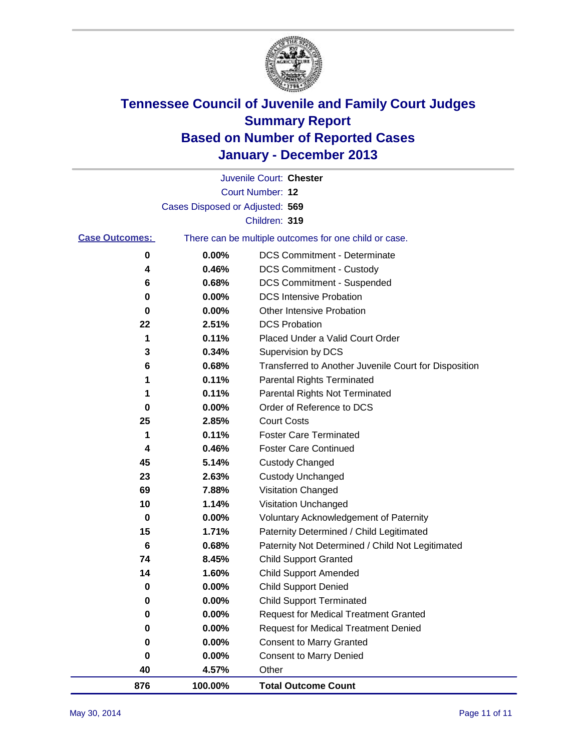# Tennessee Council of Juvenile and Family Court Judges
# Summary Report
# Based on Number of Reported Cases
# January - December 2013

Juvenile Court: **Chester**

Court Number: **12**

Cases Disposed or Adjusted: **569**

Children: **319**

**Case Outcomes:** There can be multiple outcomes for one child or case.

| | | |
|---|---|---|
| 0 | 0.00% | DCS Commitment - Determinate |
| 4 | 0.46% | DCS Commitment - Custody |
| 6 | 0.68% | DCS Commitment - Suspended |
| 0 | 0.00% | DCS Intensive Probation |
| 0 | 0.00% | Other Intensive Probation |
| 22 | 2.51% | DCS Probation |
| 1 | 0.11% | Placed Under a Valid Court Order |
| 3 | 0.34% | Supervision by DCS |
| 6 | 0.68% | Transferred to Another Juvenile Court for Disposition |
| 1 | 0.11% | Parental Rights Terminated |
| 1 | 0.11% | Parental Rights Not Terminated |
| 0 | 0.00% | Order of Reference to DCS |
| 25 | 2.85% | Court Costs |
| 1 | 0.11% | Foster Care Terminated |
| 4 | 0.46% | Foster Care Continued |
| 45 | 5.14% | Custody Changed |
| 23 | 2.63% | Custody Unchanged |
| 69 | 7.88% | Visitation Changed |
| 10 | 1.14% | Visitation Unchanged |
| 0 | 0.00% | Voluntary Acknowledgement of Paternity |
| 15 | 1.71% | Paternity Determined / Child Legitimated |
| 6 | 0.68% | Paternity Not Determined / Child Not Legitimated |
| 74 | 8.45% | Child Support Granted |
| 14 | 1.60% | Child Support Amended |
| 0 | 0.00% | Child Support Denied |
| 0 | 0.00% | Child Support Terminated |
| 0 | 0.00% | Request for Medical Treatment Granted |
| 0 | 0.00% | Request for Medical Treatment Denied |
| 0 | 0.00% | Consent to Marry Granted |
| 0 | 0.00% | Consent to Marry Denied |
| 40 | 4.57% | Other |
| **876** | **100.00%** | **Total Outcome Count** |

May 30, 2014